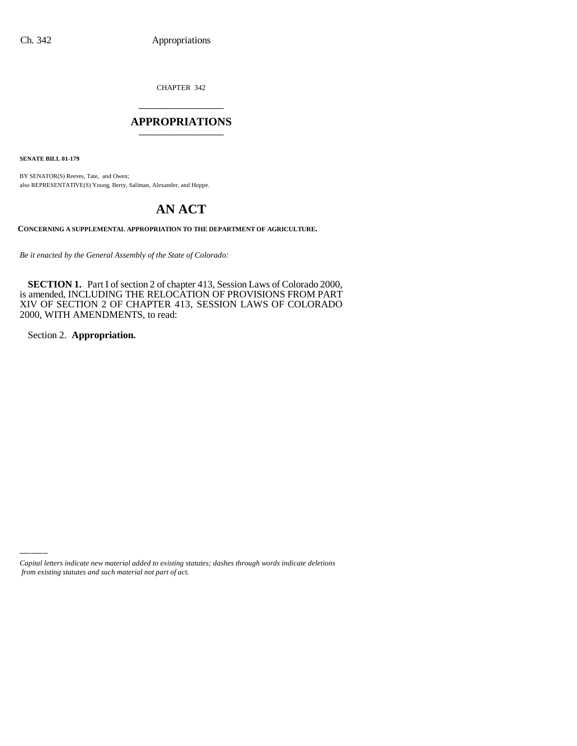CHAPTER 342

# APPROPRIATIONS

**SENATE BILL 01-179**

BY SENATOR(S) Reeves, Tate, and Owen;
also REPRESENTATIVE(S) Young, Berry, Saliman, Alexander, and Hoppe.

# AN ACT

**CONCERNING A SUPPLEMENTAL APPROPRIATION TO THE DEPARTMENT OF AGRICULTURE.**

*Be it enacted by the General Assembly of the State of Colorado:*

**SECTION 1.** Part I of section 2 of chapter 413, Session Laws of Colorado 2000, is amended, INCLUDING THE RELOCATION OF PROVISIONS FROM PART XIV OF SECTION 2 OF CHAPTER 413, SESSION LAWS OF COLORADO 2000, WITH AMENDMENTS, to read:

Section 2. **Appropriation.**

*Capital letters indicate new material added to existing statutes; dashes through words indicate deletions from existing statutes and such material not part of act.*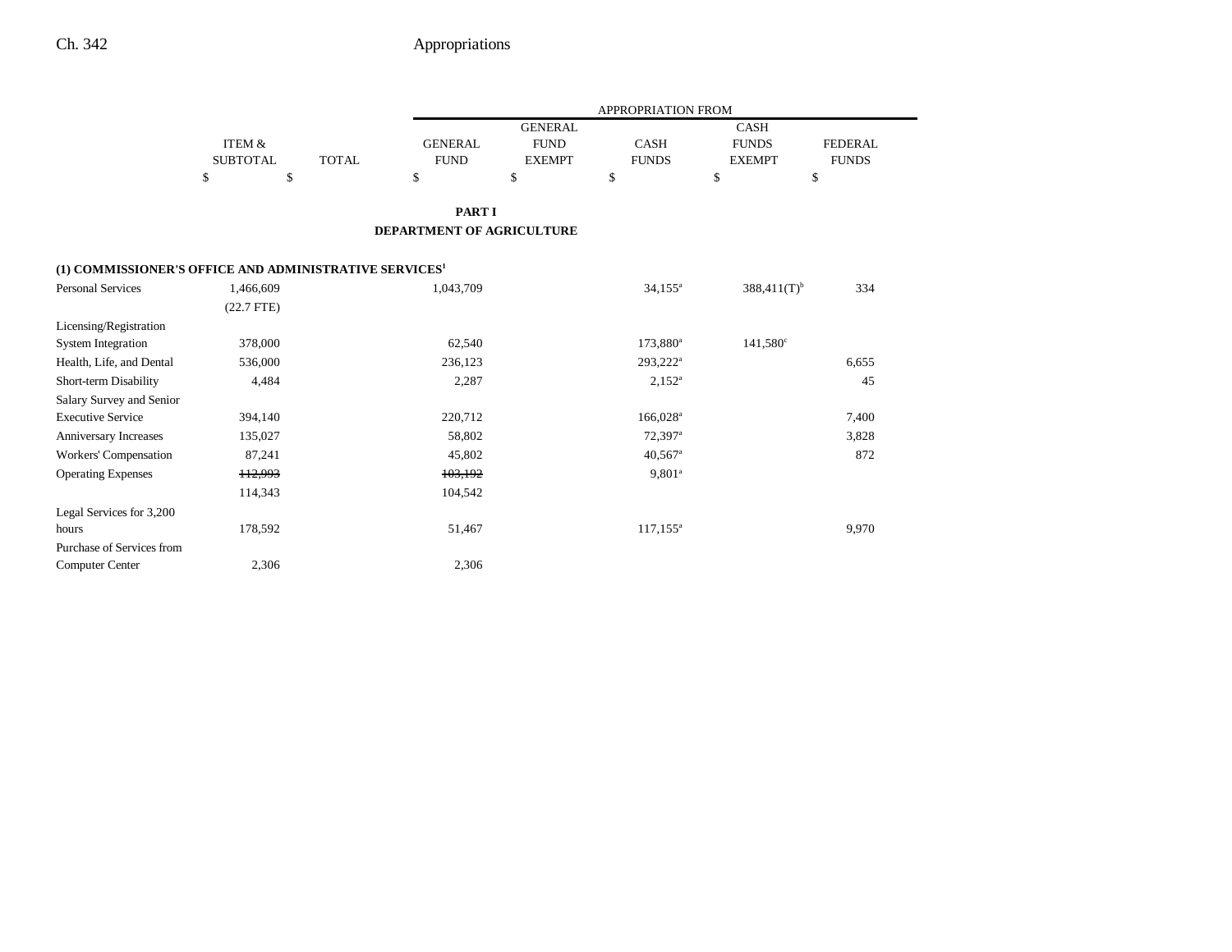|  | ITEM & SUBTOTAL | TOTAL | APPROPRIATION FROM GENERAL FUND | GENERAL FUND EXEMPT | CASH FUNDS | CASH FUNDS EXEMPT | FEDERAL FUNDS |
|---|---|---|---|---|---|---|---|
|  | $ | $ | $ | $ | $ | $ | $ |

**PART I**

**DEPARTMENT OF AGRICULTURE**

**(1) COMMISSIONER'S OFFICE AND ADMINISTRATIVE SERVICES[1]**

|  | ITEM & SUBTOTAL | TOTAL | GENERAL FUND | GENERAL FUND EXEMPT | CASH FUNDS | CASH FUNDS EXEMPT | FEDERAL FUNDS |
|---|---|---|---|---|---|---|---|
| Personal Services | 1,466,609 |  | 1,043,709 |  | 34,155[a] | 388,411(T)[b] | 334 |
|  | (22.7 FTE) |  |  |  |  |  |  |
| Licensing/Registration System Integration | 378,000 |  | 62,540 |  | 173,880[a] | 141,580[c] |  |
| Health, Life, and Dental | 536,000 |  | 236,123 |  | 293,222[a] |  | 6,655 |
| Short-term Disability | 4,484 |  | 2,287 |  | 2,152[a] |  | 45 |
| Salary Survey and Senior Executive Service | 394,140 |  | 220,712 |  | 166,028[a] |  | 7,400 |
| Anniversary Increases | 135,027 |  | 58,802 |  | 72,397[a] |  | 3,828 |
| Workers' Compensation | 87,241 |  | 45,802 |  | 40,567[a] |  | 872 |
| Operating Expenses | ~~112,993~~ |  | ~~103,192~~ |  | 9,801[a] |  |  |
|  | 114,343 |  | 104,542 |  |  |  |  |
| Legal Services for 3,200 hours | 178,592 |  | 51,467 |  | 117,155[a] |  | 9,970 |
| Purchase of Services from Computer Center | 2,306 |  | 2,306 |  |  |  |  |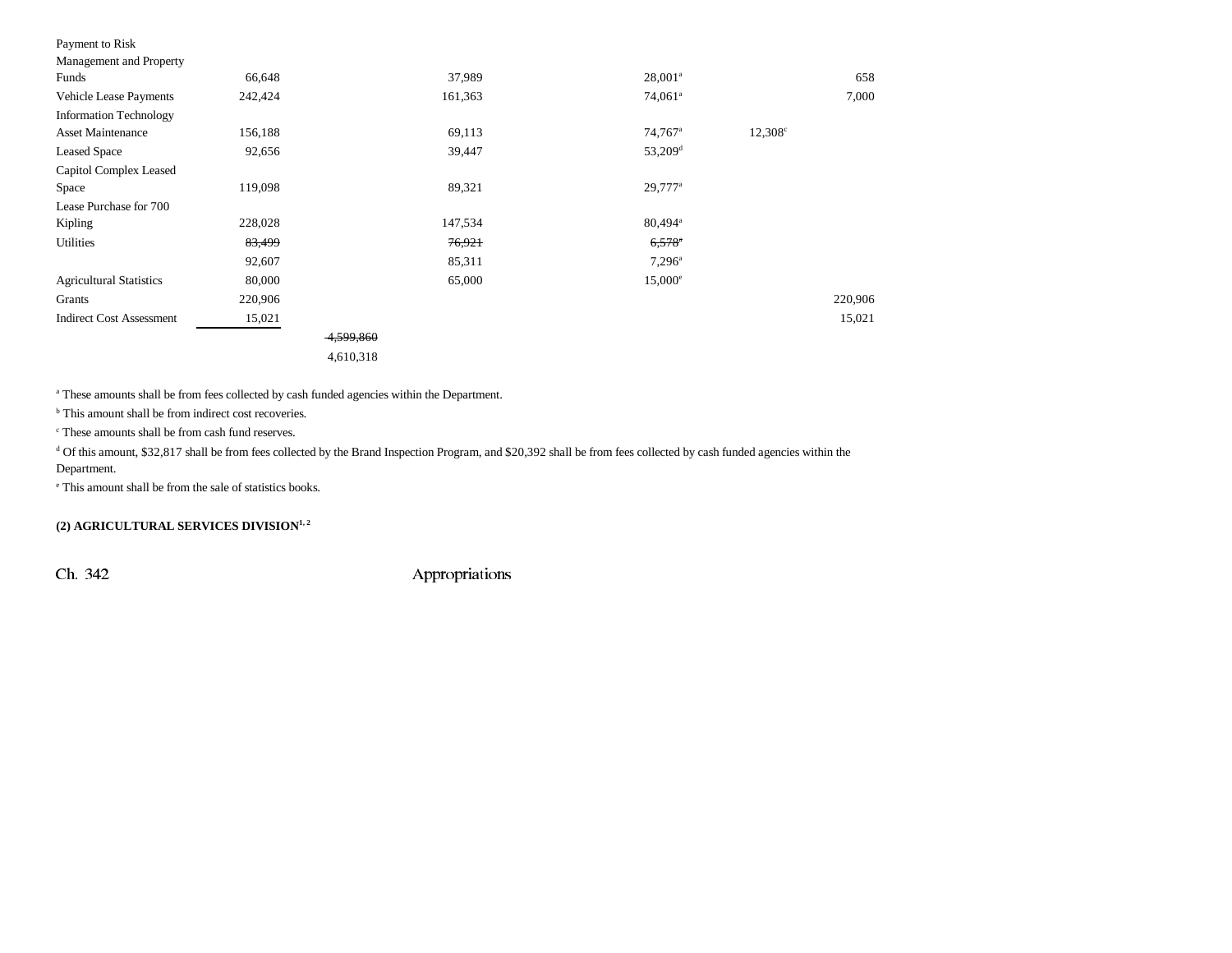| | | | | | | |
|---|---|---|---|---|---|---|
| Payment to Risk Management and Property Funds | 66,648 | | 37,989 | 28,001[a] | | 658 |
| Vehicle Lease Payments | 242,424 | | 161,363 | 74,061[a] | | 7,000 |
| Information Technology Asset Maintenance | 156,188 | | 69,113 | 74,767[a] | 12,308[c] | |
| Leased Space | 92,656 | | 39,447 | 53,209[d] | | |
| Capitol Complex Leased Space | 119,098 | | 89,321 | 29,777[a] | | |
| Lease Purchase for 700 Kipling | 228,028 | | 147,534 | 80,494[a] | | |
| Utilities | ~~83,499~~ | | ~~76,921~~ | ~~6,578[a]~~ | | |
| | 92,607 | | 85,311 | 7,296[a] | | |
| Agricultural Statistics | 80,000 | | 65,000 | 15,000[e] | | |
| Grants | 220,906 | | | | | 220,906 |
| Indirect Cost Assessment | 15,021 | | | | | 15,021 |
| | | ~~4,599,860~~ | | | | |
| | | 4,610,318 | | | | |

[a] These amounts shall be from fees collected by cash funded agencies within the Department.

[b] This amount shall be from indirect cost recoveries.

[c] These amounts shall be from cash fund reserves.

[d] Of this amount, $32,817 shall be from fees collected by the Brand Inspection Program, and $20,392 shall be from fees collected by cash funded agencies within the Department.

[e] This amount shall be from the sale of statistics books.

**(2) AGRICULTURAL SERVICES DIVISION[1, 2]**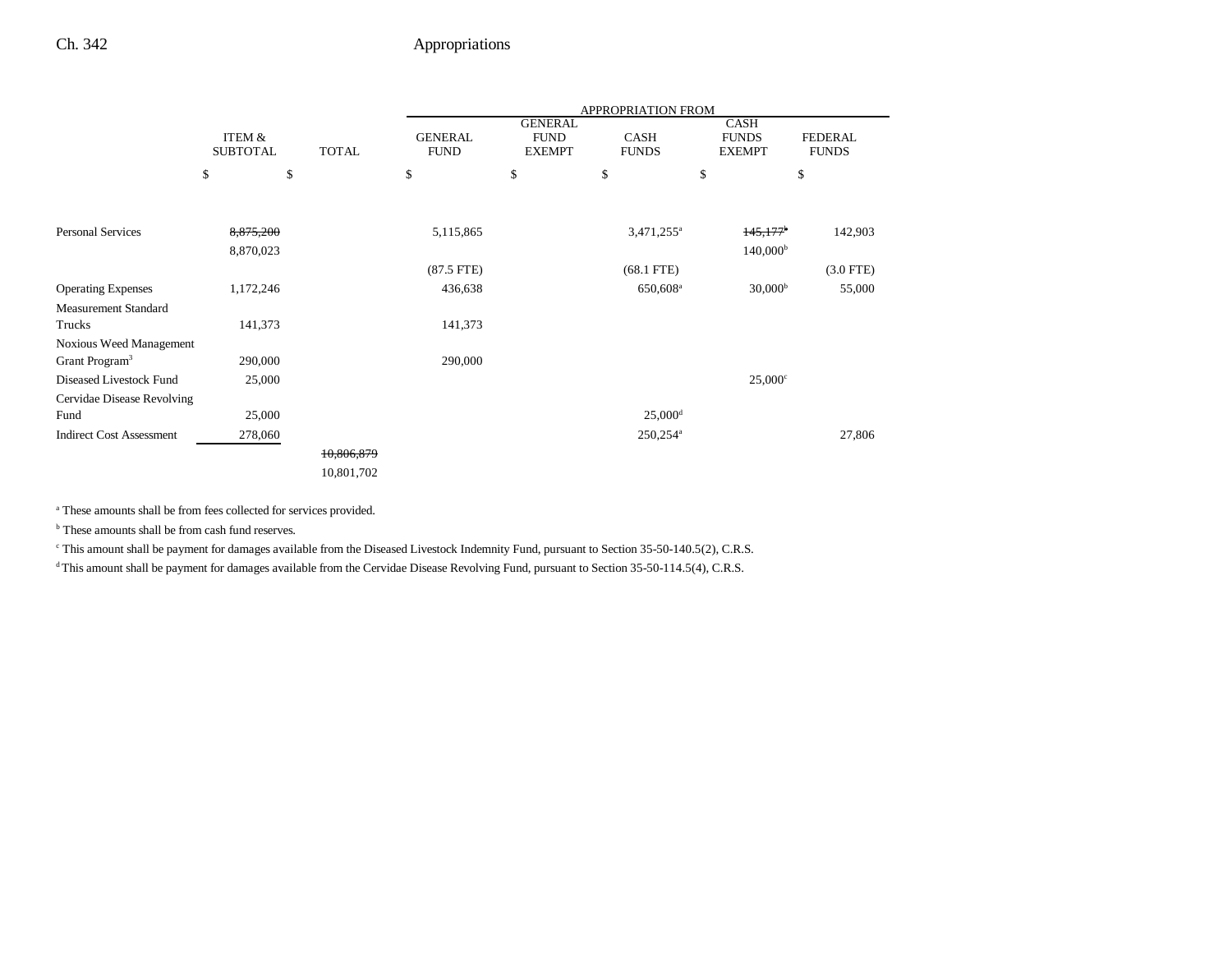| | ITEM & SUBTOTAL | TOTAL | APPROPRIATION FROM GENERAL FUND | GENERAL FUND EXEMPT | CASH FUNDS | CASH FUNDS EXEMPT | FEDERAL FUNDS |
|---|---|---|---|---|---|---|---|
| | $ | $ | $ | $ | $ | $ | $ |
| Personal Services | ~~8,875,200~~ 8,870,023 | | 5,115,865 (87.5 FTE) | | 3,471,255[a] (68.1 FTE) | ~~145,177[b]~~ 140,000[b] | 142,903 (3.0 FTE) |
| Operating Expenses | 1,172,246 | | 436,638 | | 650,608[a] | 30,000[b] | 55,000 |
| Measurement Standard Trucks | 141,373 | | 141,373 | | | | |
| Noxious Weed Management Grant Program[3] | 290,000 | | 290,000 | | | | |
| Diseased Livestock Fund | 25,000 | | | | | 25,000[c] | |
| Cervidae Disease Revolving Fund | 25,000 | | | | 25,000[d] | | |
| Indirect Cost Assessment | 278,060 | | | | 250,254[a] | | 27,806 |
| | | ~~10,806,879~~ 10,801,702 | | | | | |

[a] These amounts shall be from fees collected for services provided.

[b] These amounts shall be from cash fund reserves.

[c] This amount shall be payment for damages available from the Diseased Livestock Indemnity Fund, pursuant to Section 35-50-140.5(2), C.R.S.

[d] This amount shall be payment for damages available from the Cervidae Disease Revolving Fund, pursuant to Section 35-50-114.5(4), C.R.S.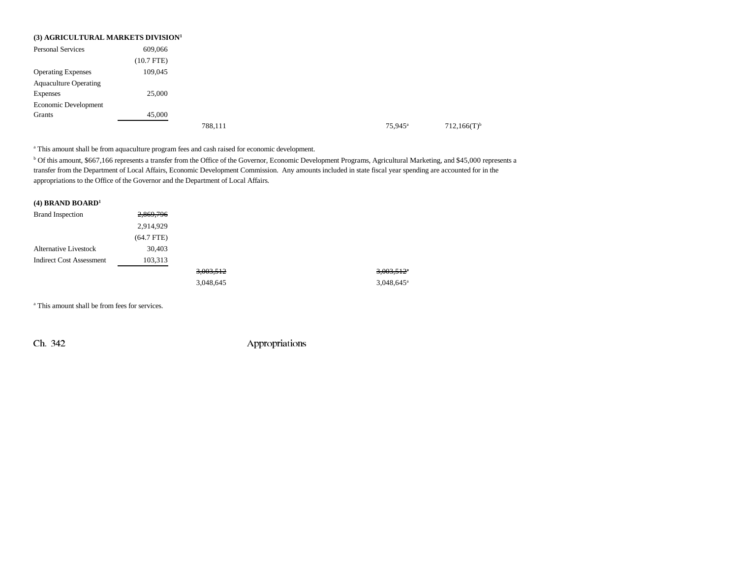### (3) AGRICULTURAL MARKETS DIVISION[1]

| | | | | |
|---|---|---|---|---|
| Personal Services | 609,066 | | | |
| | (10.7 FTE) | | | |
| Operating Expenses | 109,045 | | | |
| Aquaculture Operating Expenses | 25,000 | | | |
| Economic Development Grants | 45,000 | | | |
| | | 788,111 | 75,945[a] | 712,166(T)[b] |

[a] This amount shall be from aquaculture program fees and cash raised for economic development.

[b] Of this amount, $667,166 represents a transfer from the Office of the Governor, Economic Development Programs, Agricultural Marketing, and $45,000 represents a transfer from the Department of Local Affairs, Economic Development Commission. Any amounts included in state fiscal year spending are accounted for in the appropriations to the Office of the Governor and the Department of Local Affairs.

### (4) BRAND BOARD[1]

| | | | |
|---|---|---|---|
| Brand Inspection | ~~2,869,796~~ | | |
| | 2,914,929 | | |
| | (64.7 FTE) | | |
| Alternative Livestock | 30,403 | | |
| Indirect Cost Assessment | 103,313 | | |
| | | ~~3,003,512~~ | ~~3,003,512[a]~~ |
| | | 3,048,645 | 3,048,645[a] |

[a] This amount shall be from fees for services.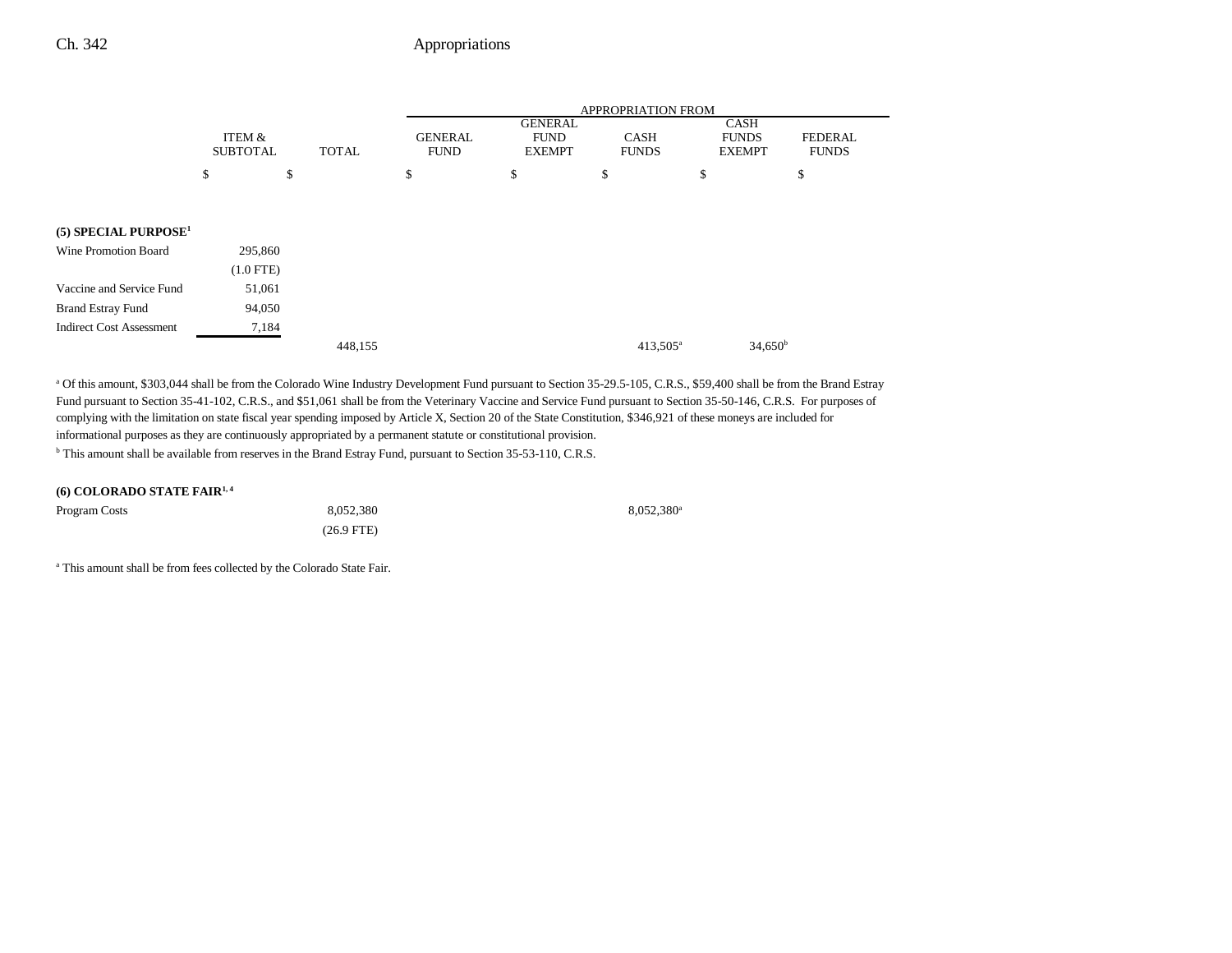| | ITEM & SUBTOTAL | TOTAL | APPROPRIATION FROM GENERAL FUND | GENERAL FUND EXEMPT | CASH FUNDS | CASH FUNDS EXEMPT | FEDERAL FUNDS |
|---|---|---|---|---|---|---|---|
| | $ | $ | $ | $ | $ | $ | $ |
| **(5) SPECIAL PURPOSE**[1] | | | | | | | |
| Wine Promotion Board | 295,860 | | | | | | |
| | (1.0 FTE) | | | | | | |
| Vaccine and Service Fund | 51,061 | | | | | | |
| Brand Estray Fund | 94,050 | | | | | | |
| Indirect Cost Assessment | 7,184 | | | | | | |
| | | 448,155 | | | 413,505[a] | 34,650[b] | |

[a] Of this amount, $303,044 shall be from the Colorado Wine Industry Development Fund pursuant to Section 35-29.5-105, C.R.S., $59,400 shall be from the Brand Estray Fund pursuant to Section 35-41-102, C.R.S., and $51,061 shall be from the Veterinary Vaccine and Service Fund pursuant to Section 35-50-146, C.R.S. For purposes of complying with the limitation on state fiscal year spending imposed by Article X, Section 20 of the State Constitution, $346,921 of these moneys are included for informational purposes as they are continuously appropriated by a permanent statute or constitutional provision.

[b] This amount shall be available from reserves in the Brand Estray Fund, pursuant to Section 35-53-110, C.R.S.

| | ITEM & SUBTOTAL | TOTAL | GENERAL FUND | GENERAL FUND EXEMPT | CASH FUNDS | CASH FUNDS EXEMPT | FEDERAL FUNDS |
|---|---|---|---|---|---|---|---|
| **(6) COLORADO STATE FAIR**[1, 4] | | | | | | | |
| Program Costs | | 8,052,380 | | | 8,052,380[a] | | |
| | | (26.9 FTE) | | | | | |

[a] This amount shall be from fees collected by the Colorado State Fair.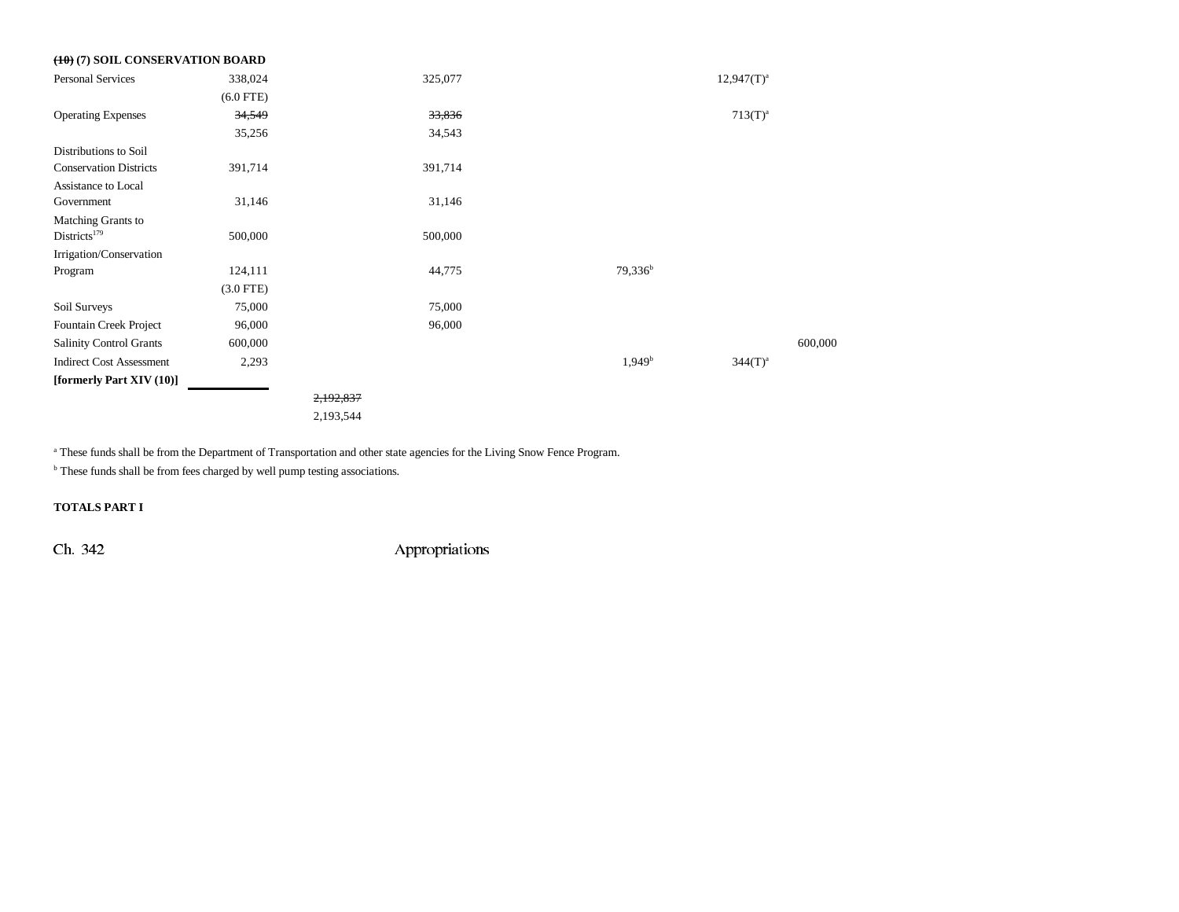**~~(10)~~ (7) SOIL CONSERVATION BOARD**

| | | | | | | |
|---|---|---|---|---|---|---|
| Personal Services | 338,024 | | 325,077 | | 12,947(T)[a] | |
| | (6.0 FTE) | | | | | |
| Operating Expenses | ~~34,549~~ | | ~~33,836~~ | | 713(T)[a] | |
| | 35,256 | | 34,543 | | | |
| Distributions to Soil Conservation Districts | 391,714 | | 391,714 | | | |
| Assistance to Local Government | 31,146 | | 31,146 | | | |
| Matching Grants to Districts[179] | 500,000 | | 500,000 | | | |
| Irrigation/Conservation Program | 124,111 | | 44,775 | 79,336[b] | | |
| | (3.0 FTE) | | | | | |
| Soil Surveys | 75,000 | | 75,000 | | | |
| Fountain Creek Project | 96,000 | | 96,000 | | | |
| Salinity Control Grants | 600,000 | | | | | 600,000 |
| Indirect Cost Assessment | 2,293 | | | 1,949[b] | 344(T)[a] | |
| **[formerly Part XIV (10)]** | | | | | | |
| | | ~~2,192,837~~ | | | | |
| | | 2,193,544 | | | | |

[a] These funds shall be from the Department of Transportation and other state agencies for the Living Snow Fence Program.

[b] These funds shall be from fees charged by well pump testing associations.

**TOTALS PART I**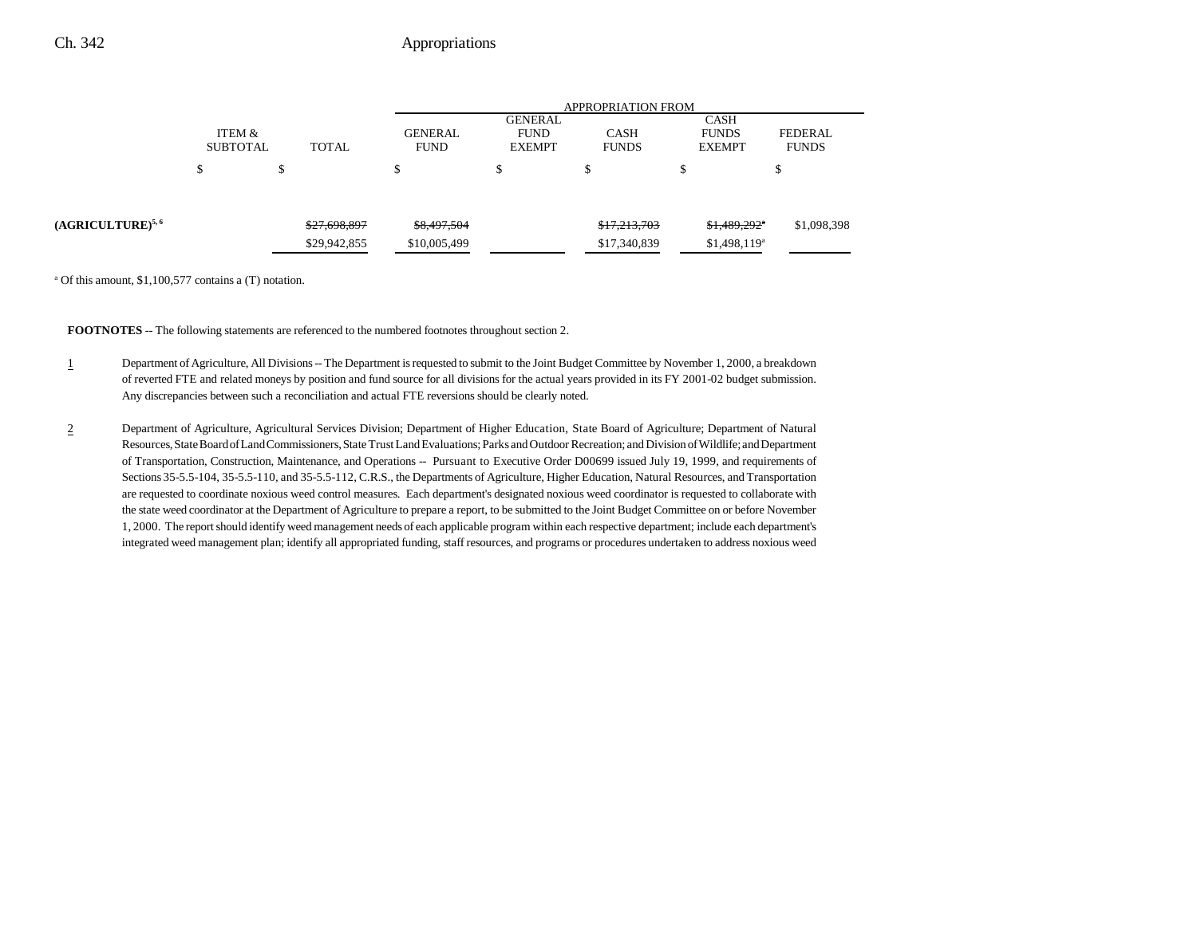| | ITEM & SUBTOTAL | TOTAL | APPROPRIATION FROM GENERAL FUND | GENERAL FUND EXEMPT | CASH FUNDS | CASH FUNDS EXEMPT | FEDERAL FUNDS |
|---|---|---|---|---|---|---|---|
| | $ | $ | $ | $ | $ | $ | $ |
| **(AGRICULTURE)**[5, 6] | | ~~$27,698,897~~ | ~~$8,497,504~~ | | ~~$17,213,703~~ | ~~$1,489,292~~[a] | $1,098,398 |
| | | $29,942,855 | $10,005,499 | | $17,340,839 | $1,498,119[a] | |

[a] Of this amount, $1,100,577 contains a (T) notation.

**FOOTNOTES** -- The following statements are referenced to the numbered footnotes throughout section 2.

1 Department of Agriculture, All Divisions -- The Department is requested to submit to the Joint Budget Committee by November 1, 2000, a breakdown of reverted FTE and related moneys by position and fund source for all divisions for the actual years provided in its FY 2001-02 budget submission. Any discrepancies between such a reconciliation and actual FTE reversions should be clearly noted.

2 Department of Agriculture, Agricultural Services Division; Department of Higher Education, State Board of Agriculture; Department of Natural Resources, State Board of Land Commissioners, State Trust Land Evaluations; Parks and Outdoor Recreation; and Division of Wildlife; and Department of Transportation, Construction, Maintenance, and Operations -- Pursuant to Executive Order D00699 issued July 19, 1999, and requirements of Sections 35-5.5-104, 35-5.5-110, and 35-5.5-112, C.R.S., the Departments of Agriculture, Higher Education, Natural Resources, and Transportation are requested to coordinate noxious weed control measures. Each department's designated noxious weed coordinator is requested to collaborate with the state weed coordinator at the Department of Agriculture to prepare a report, to be submitted to the Joint Budget Committee on or before November 1, 2000. The report should identify weed management needs of each applicable program within each respective department; include each department's integrated weed management plan; identify all appropriated funding, staff resources, and programs or procedures undertaken to address noxious weed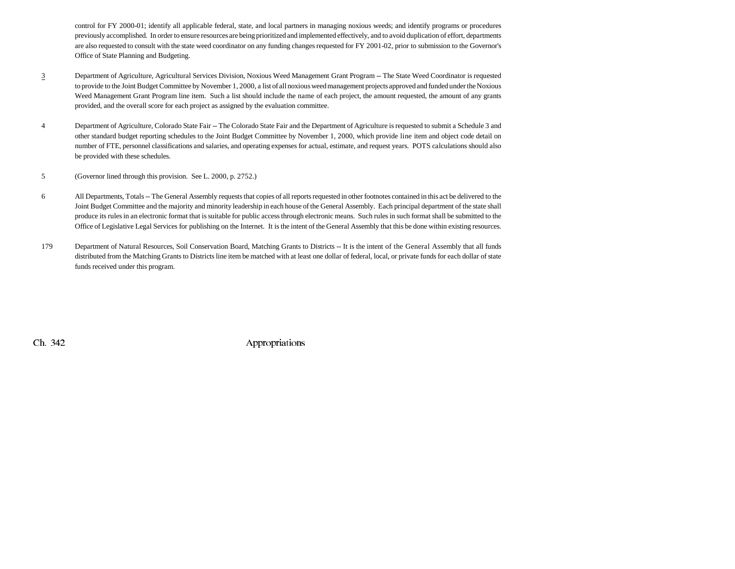control for FY 2000-01; identify all applicable federal, state, and local partners in managing noxious weeds; and identify programs or procedures previously accomplished. In order to ensure resources are being prioritized and implemented effectively, and to avoid duplication of effort, departments are also requested to consult with the state weed coordinator on any funding changes requested for FY 2001-02, prior to submission to the Governor's Office of State Planning and Budgeting.

3 Department of Agriculture, Agricultural Services Division, Noxious Weed Management Grant Program -- The State Weed Coordinator is requested to provide to the Joint Budget Committee by November 1, 2000, a list of all noxious weed management projects approved and funded under the Noxious Weed Management Grant Program line item. Such a list should include the name of each project, the amount requested, the amount of any grants provided, and the overall score for each project as assigned by the evaluation committee.

4 Department of Agriculture, Colorado State Fair -- The Colorado State Fair and the Department of Agriculture is requested to submit a Schedule 3 and other standard budget reporting schedules to the Joint Budget Committee by November 1, 2000, which provide line item and object code detail on number of FTE, personnel classifications and salaries, and operating expenses for actual, estimate, and request years. POTS calculations should also be provided with these schedules.

5 (Governor lined through this provision. See L. 2000, p. 2752.)

6 All Departments, Totals -- The General Assembly requests that copies of all reports requested in other footnotes contained in this act be delivered to the Joint Budget Committee and the majority and minority leadership in each house of the General Assembly. Each principal department of the state shall produce its rules in an electronic format that is suitable for public access through electronic means. Such rules in such format shall be submitted to the Office of Legislative Legal Services for publishing on the Internet. It is the intent of the General Assembly that this be done within existing resources.

179 Department of Natural Resources, Soil Conservation Board, Matching Grants to Districts -- It is the intent of the General Assembly that all funds distributed from the Matching Grants to Districts line item be matched with at least one dollar of federal, local, or private funds for each dollar of state funds received under this program.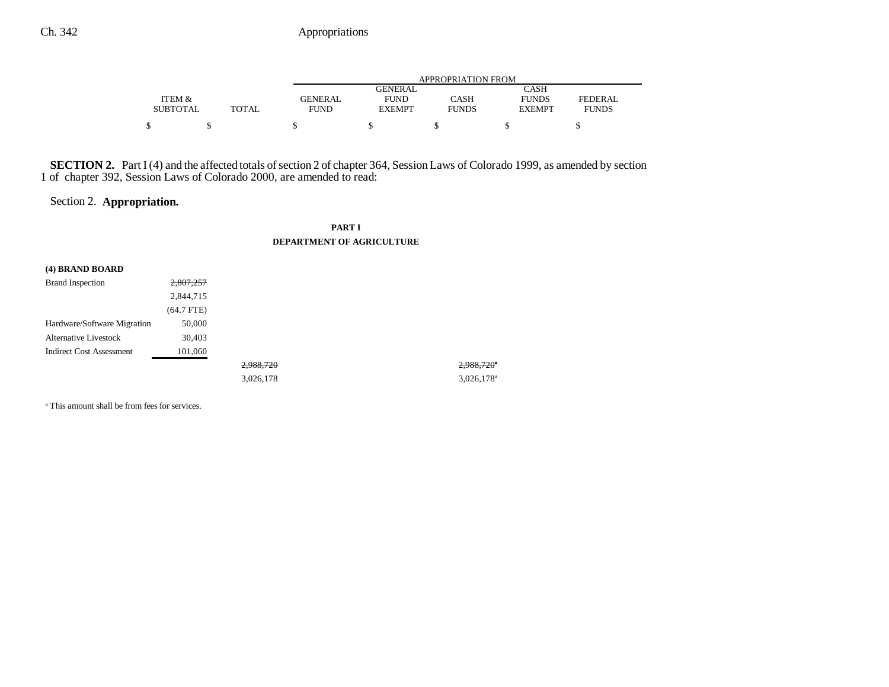| | ITEM & SUBTOTAL | TOTAL | APPROPRIATION FROM GENERAL FUND | GENERAL FUND EXEMPT | CASH FUNDS | CASH FUNDS EXEMPT | FEDERAL FUNDS |
|---|---|---|---|---|---|---|---|
| | $ | $ | $ | $ | $ | $ | $ |

**SECTION 2.** Part I (4) and the affected totals of section 2 of chapter 364, Session Laws of Colorado 1999, as amended by section 1 of chapter 392, Session Laws of Colorado 2000, are amended to read:

Section 2. **Appropriation.**

**PART I**

**DEPARTMENT OF AGRICULTURE**

| | ITEM & SUBTOTAL | TOTAL | GENERAL FUND | GENERAL FUND EXEMPT | CASH FUNDS | CASH FUNDS EXEMPT | FEDERAL FUNDS |
|---|---|---|---|---|---|---|---|
| **(4) BRAND BOARD** | | | | | | | |
| Brand Inspection | ~~2,807,257~~ 2,844,715 (64.7 FTE) | | | | | | |
| Hardware/Software Migration | 50,000 | | | | | | |
| Alternative Livestock | 30,403 | | | | | | |
| Indirect Cost Assessment | 101,060 | | | | | | |
| | | ~~2,988,720~~ 3,026,178 | | | ~~2,988,720~~[a] 3,026,178[a] | | |

[a] This amount shall be from fees for services.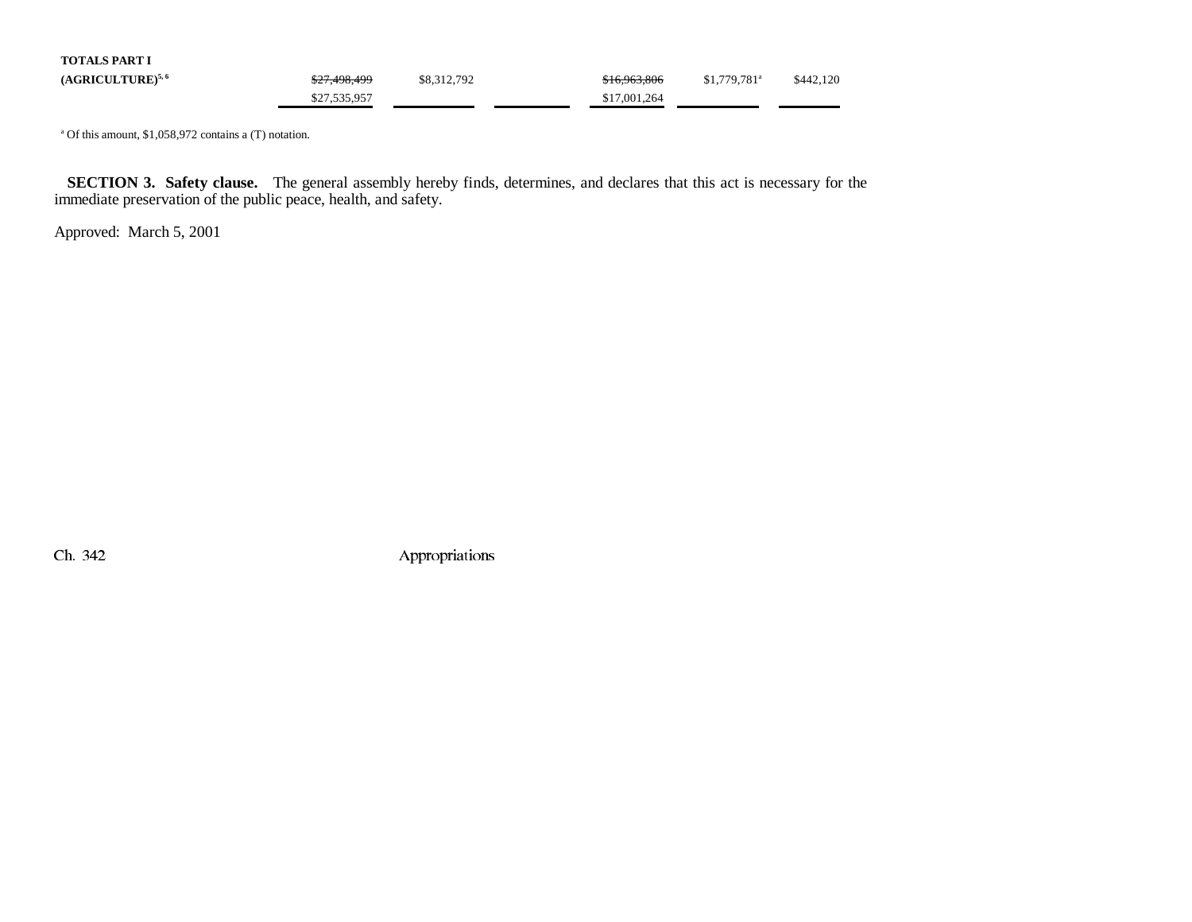| | | | | | | |
|---|---|---|---|---|---|---|
| **TOTALS PART I** | | | | | | |
| **(AGRICULTURE)**[5, 6] | ~~$27,498,499~~ | $8,312,792 | | ~~$16,963,806~~ | $1,779,781[a] | $442,120 |
| | $27,535,957 | | | $17,001,264 | | |

[a] Of this amount, $1,058,972 contains a (T) notation.

**SECTION 3. Safety clause.** The general assembly hereby finds, determines, and declares that this act is necessary for the immediate preservation of the public peace, health, and safety.

Approved: March 5, 2001